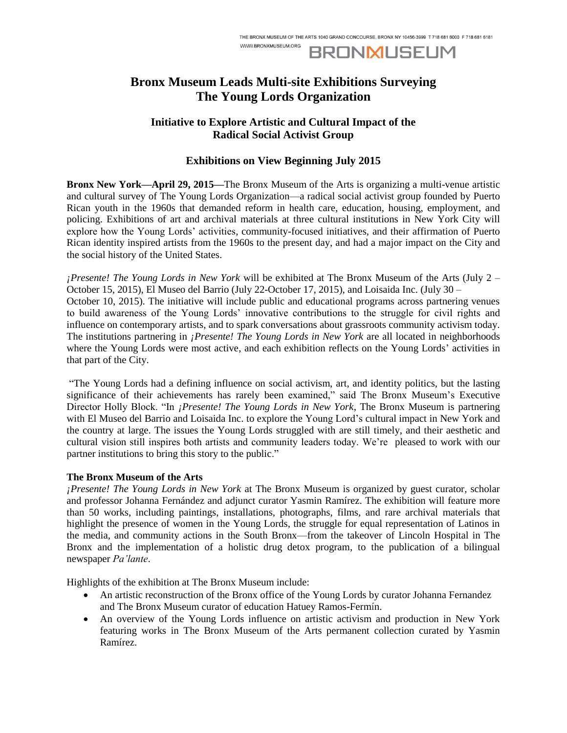THE BRONX MUSEUM OF THE ARTS 1040 GRAND CONCOURSE, BRONX NY 10456-3999 T 718 681 6000 F 718 681 6181
WWW.BRONXMUSEUM.ORG

BRONXMUSEUM

# Bronx Museum Leads Multi-site Exhibitions Surveying The Young Lords Organization

## Initiative to Explore Artistic and Cultural Impact of the Radical Social Activist Group

## Exhibitions on View Beginning July 2015

**Bronx New York—April 29, 2015—**The Bronx Museum of the Arts is organizing a multi-venue artistic and cultural survey of The Young Lords Organization—a radical social activist group founded by Puerto Rican youth in the 1960s that demanded reform in health care, education, housing, employment, and policing. Exhibitions of art and archival materials at three cultural institutions in New York City will explore how the Young Lords' activities, community-focused initiatives, and their affirmation of Puerto Rican identity inspired artists from the 1960s to the present day, and had a major impact on the City and the social history of the United States.

*¡Presente! The Young Lords in New York* will be exhibited at The Bronx Museum of the Arts (July 2 – October 15, 2015), El Museo del Barrio (July 22-October 17, 2015), and Loisaida Inc. (July 30 – October 10, 2015). The initiative will include public and educational programs across partnering venues to build awareness of the Young Lords' innovative contributions to the struggle for civil rights and influence on contemporary artists, and to spark conversations about grassroots community activism today. The institutions partnering in *¡Presente! The Young Lords in New York* are all located in neighborhoods where the Young Lords were most active, and each exhibition reflects on the Young Lords' activities in that part of the City.

"The Young Lords had a defining influence on social activism, art, and identity politics, but the lasting significance of their achievements has rarely been examined," said The Bronx Museum's Executive Director Holly Block. "In *¡Presente! The Young Lords in New York*, The Bronx Museum is partnering with El Museo del Barrio and Loisaida Inc. to explore the Young Lord's cultural impact in New York and the country at large. The issues the Young Lords struggled with are still timely, and their aesthetic and cultural vision still inspires both artists and community leaders today. We're pleased to work with our partner institutions to bring this story to the public."

**The Bronx Museum of the Arts**

*¡Presente! The Young Lords in New York* at The Bronx Museum is organized by guest curator, scholar and professor Johanna Fernández and adjunct curator Yasmin Ramírez. The exhibition will feature more than 50 works, including paintings, installations, photographs, films, and rare archival materials that highlight the presence of women in the Young Lords, the struggle for equal representation of Latinos in the media, and community actions in the South Bronx—from the takeover of Lincoln Hospital in The Bronx and the implementation of a holistic drug detox program, to the publication of a bilingual newspaper *Pa'lante*.

Highlights of the exhibition at The Bronx Museum include:

- An artistic reconstruction of the Bronx office of the Young Lords by curator Johanna Fernandez and The Bronx Museum curator of education Hatuey Ramos-Fermín.
- An overview of the Young Lords influence on artistic activism and production in New York featuring works in The Bronx Museum of the Arts permanent collection curated by Yasmin Ramírez.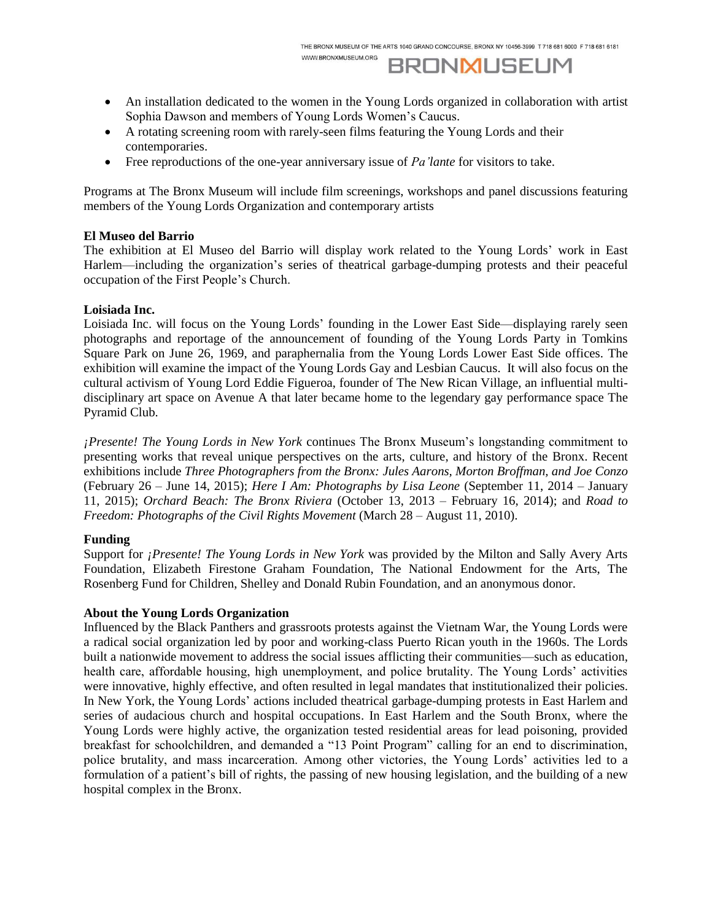- An installation dedicated to the women in the Young Lords organized in collaboration with artist Sophia Dawson and members of Young Lords Women's Caucus.
- A rotating screening room with rarely-seen films featuring the Young Lords and their contemporaries.
- Free reproductions of the one-year anniversary issue of *Pa'lante* for visitors to take.

Programs at The Bronx Museum will include film screenings, workshops and panel discussions featuring members of the Young Lords Organization and contemporary artists

**El Museo del Barrio**
The exhibition at El Museo del Barrio will display work related to the Young Lords' work in East Harlem—including the organization's series of theatrical garbage-dumping protests and their peaceful occupation of the First People's Church.

**Loisiada Inc.**
Loisiada Inc. will focus on the Young Lords' founding in the Lower East Side—displaying rarely seen photographs and reportage of the announcement of founding of the Young Lords Party in Tomkins Square Park on June 26, 1969, and paraphernalia from the Young Lords Lower East Side offices. The exhibition will examine the impact of the Young Lords Gay and Lesbian Caucus. It will also focus on the cultural activism of Young Lord Eddie Figueroa, founder of The New Rican Village, an influential multi-disciplinary art space on Avenue A that later became home to the legendary gay performance space The Pyramid Club.

*¡Presente! The Young Lords in New York* continues The Bronx Museum's longstanding commitment to presenting works that reveal unique perspectives on the arts, culture, and history of the Bronx. Recent exhibitions include *Three Photographers from the Bronx: Jules Aarons, Morton Broffman, and Joe Conzo* (February 26 – June 14, 2015); *Here I Am: Photographs by Lisa Leone* (September 11, 2014 – January 11, 2015); *Orchard Beach: The Bronx Riviera* (October 13, 2013 – February 16, 2014); and *Road to Freedom: Photographs of the Civil Rights Movement* (March 28 – August 11, 2010).

**Funding**
Support for *¡Presente! The Young Lords in New York* was provided by the Milton and Sally Avery Arts Foundation, Elizabeth Firestone Graham Foundation, The National Endowment for the Arts, The Rosenberg Fund for Children, Shelley and Donald Rubin Foundation, and an anonymous donor.

**About the Young Lords Organization**
Influenced by the Black Panthers and grassroots protests against the Vietnam War, the Young Lords were a radical social organization led by poor and working-class Puerto Rican youth in the 1960s. The Lords built a nationwide movement to address the social issues afflicting their communities—such as education, health care, affordable housing, high unemployment, and police brutality. The Young Lords' activities were innovative, highly effective, and often resulted in legal mandates that institutionalized their policies. In New York, the Young Lords' actions included theatrical garbage-dumping protests in East Harlem and series of audacious church and hospital occupations. In East Harlem and the South Bronx, where the Young Lords were highly active, the organization tested residential areas for lead poisoning, provided breakfast for schoolchildren, and demanded a "13 Point Program" calling for an end to discrimination, police brutality, and mass incarceration. Among other victories, the Young Lords' activities led to a formulation of a patient's bill of rights, the passing of new housing legislation, and the building of a new hospital complex in the Bronx.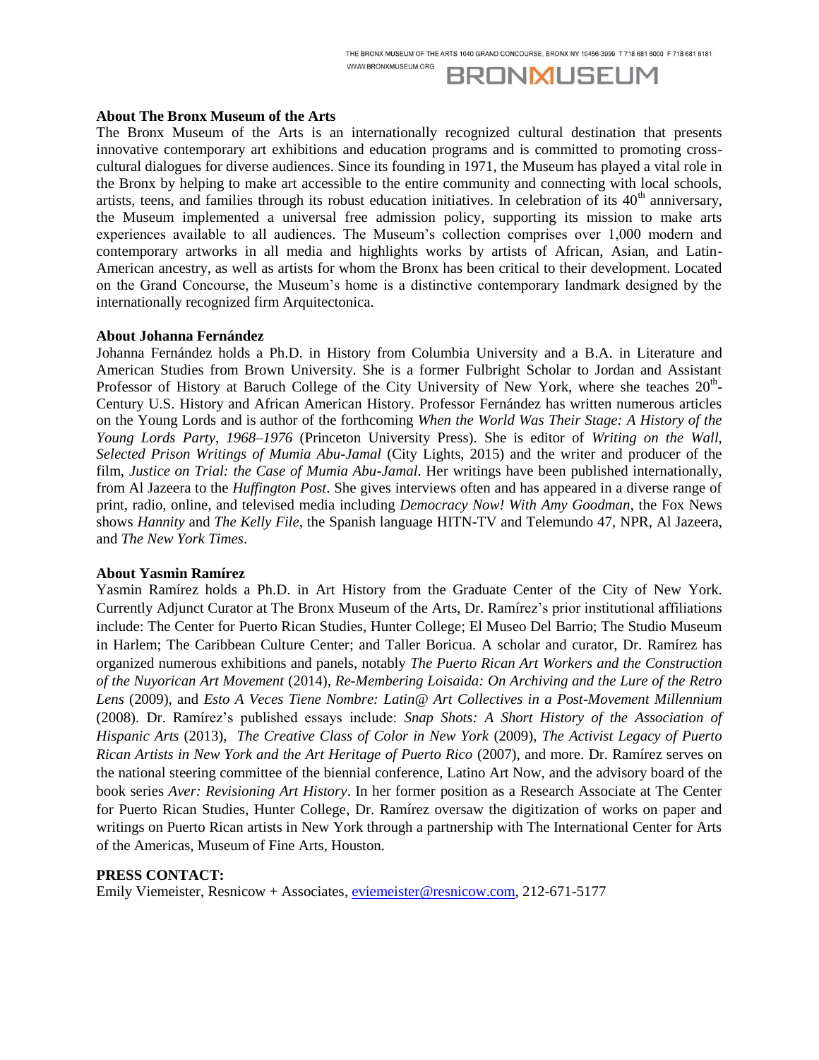**About The Bronx Museum of the Arts**

The Bronx Museum of the Arts is an internationally recognized cultural destination that presents innovative contemporary art exhibitions and education programs and is committed to promoting cross-cultural dialogues for diverse audiences. Since its founding in 1971, the Museum has played a vital role in the Bronx by helping to make art accessible to the entire community and connecting with local schools, artists, teens, and families through its robust education initiatives. In celebration of its 40th anniversary, the Museum implemented a universal free admission policy, supporting its mission to make arts experiences available to all audiences. The Museum's collection comprises over 1,000 modern and contemporary artworks in all media and highlights works by artists of African, Asian, and Latin-American ancestry, as well as artists for whom the Bronx has been critical to their development. Located on the Grand Concourse, the Museum's home is a distinctive contemporary landmark designed by the internationally recognized firm Arquitectonica.

**About Johanna Fernández**

Johanna Fernández holds a Ph.D. in History from Columbia University and a B.A. in Literature and American Studies from Brown University. She is a former Fulbright Scholar to Jordan and Assistant Professor of History at Baruch College of the City University of New York, where she teaches 20th-Century U.S. History and African American History. Professor Fernández has written numerous articles on the Young Lords and is author of the forthcoming *When the World Was Their Stage: A History of the Young Lords Party, 1968–1976* (Princeton University Press). She is editor of *Writing on the Wall, Selected Prison Writings of Mumia Abu-Jamal* (City Lights, 2015) and the writer and producer of the film, *Justice on Trial: the Case of Mumia Abu-Jamal*. Her writings have been published internationally, from Al Jazeera to the *Huffington Post*. She gives interviews often and has appeared in a diverse range of print, radio, online, and televised media including *Democracy Now! With Amy Goodman*, the Fox News shows *Hannity* and *The Kelly File*, the Spanish language HITN-TV and Telemundo 47, NPR, Al Jazeera, and *The New York Times*.

**About Yasmin Ramírez**

Yasmin Ramírez holds a Ph.D. in Art History from the Graduate Center of the City of New York. Currently Adjunct Curator at The Bronx Museum of the Arts, Dr. Ramírez's prior institutional affiliations include: The Center for Puerto Rican Studies, Hunter College; El Museo Del Barrio; The Studio Museum in Harlem; The Caribbean Culture Center; and Taller Boricua. A scholar and curator, Dr. Ramírez has organized numerous exhibitions and panels, notably *The Puerto Rican Art Workers and the Construction of the Nuyorican Art Movement* (2014), *Re-Membering Loisaida: On Archiving and the Lure of the Retro Lens* (2009), and *Esto A Veces Tiene Nombre: Latin@ Art Collectives in a Post-Movement Millennium* (2008). Dr. Ramírez's published essays include: *Snap Shots: A Short History of the Association of Hispanic Arts* (2013), *The Creative Class of Color in New York* (2009), *The Activist Legacy of Puerto Rican Artists in New York and the Art Heritage of Puerto Rico* (2007), and more. Dr. Ramírez serves on the national steering committee of the biennial conference, Latino Art Now, and the advisory board of the book series *Aver: Revisioning Art History*. In her former position as a Research Associate at The Center for Puerto Rican Studies, Hunter College, Dr. Ramírez oversaw the digitization of works on paper and writings on Puerto Rican artists in New York through a partnership with The International Center for Arts of the Americas, Museum of Fine Arts, Houston.

**PRESS CONTACT:**

Emily Viemeister, Resnicow + Associates, eviemeister@resnicow.com, 212-671-5177